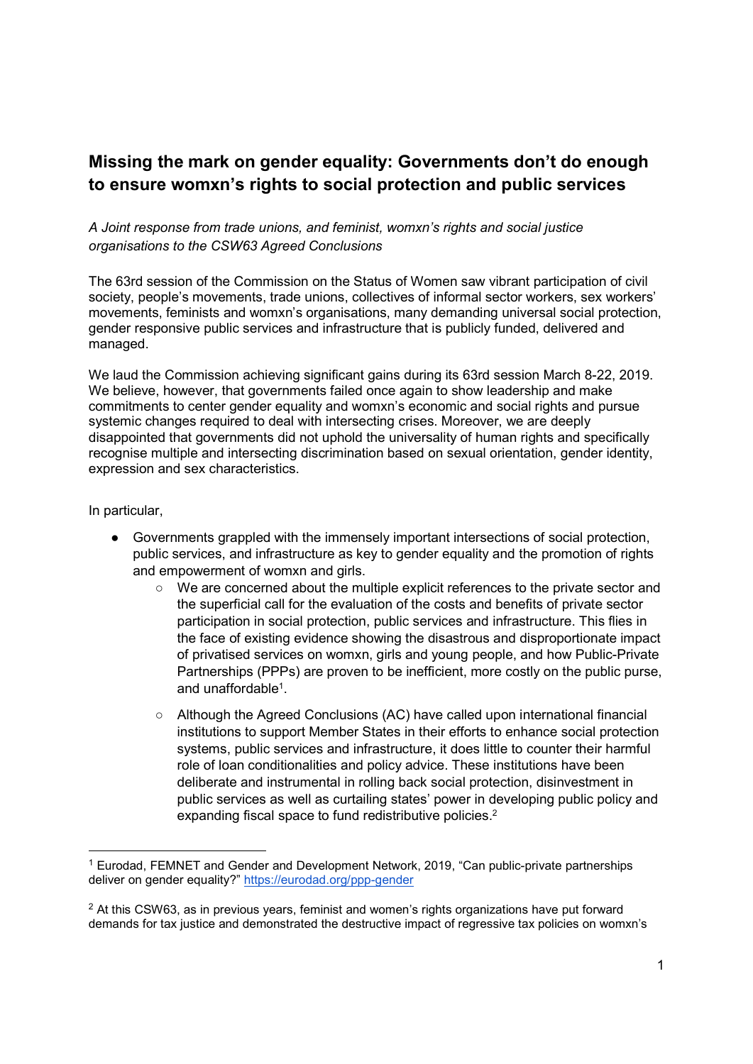## Missing the mark on gender equality: Governments don't do enough to ensure womxn's rights to social protection and public services

*A Joint response from trade unions, and feminist, womxn's rights and social justice organisations to the CSW63 Agreed Conclusions*

The 63rd session of the Commission on the Status of Women saw vibrant participation of civil society, people's movements, trade unions, collectives of informal sector workers, sex workers' movements, feminists and womxn's organisations, many demanding universal social protection, gender responsive public services and infrastructure that is publicly funded, delivered and managed.

We laud the Commission achieving significant gains during its 63rd session March 8-22, 2019. We believe, however, that governments failed once again to show leadership and make commitments to center gender equality and womxn's economic and social rights and pursue systemic changes required to deal with intersecting crises. Moreover, we are deeply disappointed that governments did not uphold the universality of human rights and specifically recognise multiple and intersecting discrimination based on sexual orientation, gender identity, expression and sex characteristics.

In particular,

- Governments grappled with the immensely important intersections of social protection, public services, and infrastructure as key to gender equality and the promotion of rights and empowerment of womxn and girls.
    - We are concerned about the multiple explicit references to the private sector and the superficial call for the evaluation of the costs and benefits of private sector participation in social protection, public services and infrastructure. This flies in the face of existing evidence showing the disastrous and disproportionate impact of privatised services on womxn, girls and young people, and how Public-Private Partnerships (PPPs) are proven to be inefficient, more costly on the public purse, and unaffordable[1].
    - Although the Agreed Conclusions (AC) have called upon international financial institutions to support Member States in their efforts to enhance social protection systems, public services and infrastructure, it does little to counter their harmful role of loan conditionalities and policy advice. These institutions have been deliberate and instrumental in rolling back social protection, disinvestment in public services as well as curtailing states' power in developing public policy and expanding fiscal space to fund redistributive policies.[2]

---

[1] Eurodad, FEMNET and Gender and Development Network, 2019, "Can public-private partnerships deliver on gender equality?" https://eurodad.org/ppp-gender

[2] At this CSW63, as in previous years, feminist and women's rights organizations have put forward demands for tax justice and demonstrated the destructive impact of regressive tax policies on womxn's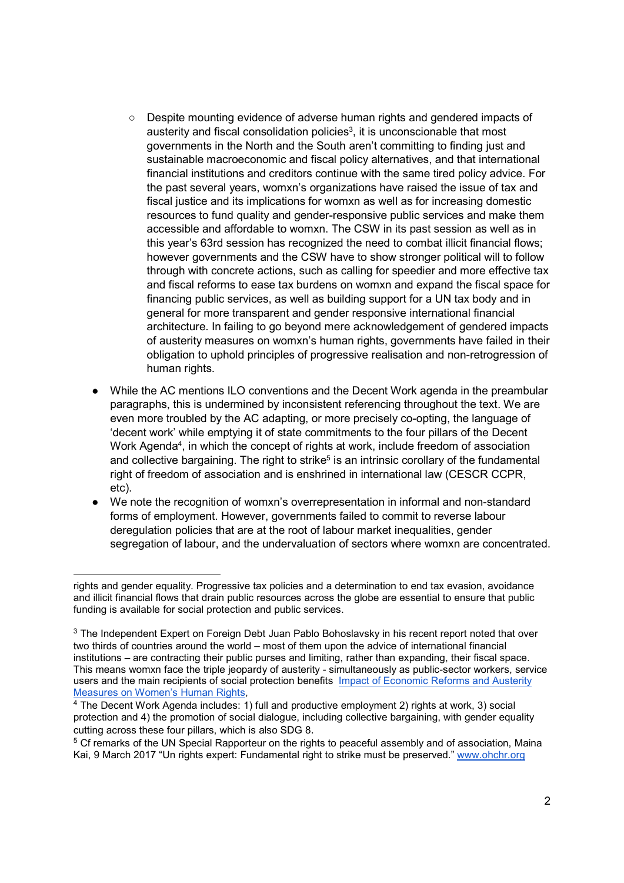- Despite mounting evidence of adverse human rights and gendered impacts of austerity and fiscal consolidation policies[3], it is unconscionable that most governments in the North and the South aren't committing to finding just and sustainable macroeconomic and fiscal policy alternatives, and that international financial institutions and creditors continue with the same tired policy advice. For the past several years, womxn's organizations have raised the issue of tax and fiscal justice and its implications for womxn as well as for increasing domestic resources to fund quality and gender-responsive public services and make them accessible and affordable to womxn. The CSW in its past session as well as in this year's 63rd session has recognized the need to combat illicit financial flows; however governments and the CSW have to show stronger political will to follow through with concrete actions, such as calling for speedier and more effective tax and fiscal reforms to ease tax burdens on womxn and expand the fiscal space for financing public services, as well as building support for a UN tax body and in general for more transparent and gender responsive international financial architecture. In failing to go beyond mere acknowledgement of gendered impacts of austerity measures on womxn's human rights, governments have failed in their obligation to uphold principles of progressive realisation and non-retrogression of human rights.

- While the AC mentions ILO conventions and the Decent Work agenda in the preambular paragraphs, this is undermined by inconsistent referencing throughout the text. We are even more troubled by the AC adapting, or more precisely co-opting, the language of 'decent work' while emptying it of state commitments to the four pillars of the Decent Work Agenda[4], in which the concept of rights at work, include freedom of association and collective bargaining. The right to strike[5] is an intrinsic corollary of the fundamental right of freedom of association and is enshrined in international law (CESCR CCPR, etc).
- We note the recognition of womxn's overrepresentation in informal and non-standard forms of employment. However, governments failed to commit to reverse labour deregulation policies that are at the root of labour market inequalities, gender segregation of labour, and the undervaluation of sectors where womxn are concentrated.

---

rights and gender equality. Progressive tax policies and a determination to end tax evasion, avoidance and illicit financial flows that drain public resources across the globe are essential to ensure that public funding is available for social protection and public services.

[3] The Independent Expert on Foreign Debt Juan Pablo Bohoslavsky in his recent report noted that over two thirds of countries around the world – most of them upon the advice of international financial institutions – are contracting their public purses and limiting, rather than expanding, their fiscal space. This means womxn face the triple jeopardy of austerity - simultaneously as public-sector workers, service users and the main recipients of social protection benefits [Impact of Economic Reforms and Austerity Measures on Women's Human Rights](),

[4] The Decent Work Agenda includes: 1) full and productive employment 2) rights at work, 3) social protection and 4) the promotion of social dialogue, including collective bargaining, with gender equality cutting across these four pillars, which is also SDG 8.

[5] Cf remarks of the UN Special Rapporteur on the rights to peaceful assembly and of association, Maina Kai, 9 March 2017 "Un rights expert: Fundamental right to strike must be preserved." [www.ohchr.org]()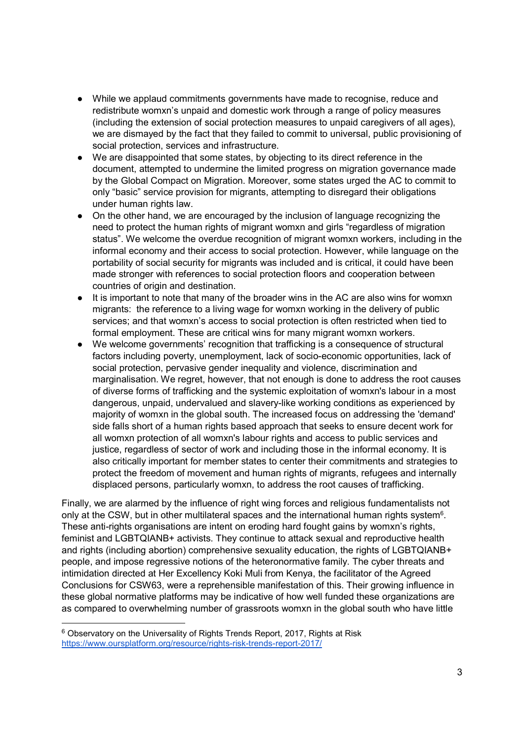- While we applaud commitments governments have made to recognise, reduce and redistribute womxn's unpaid and domestic work through a range of policy measures (including the extension of social protection measures to unpaid caregivers of all ages), we are dismayed by the fact that they failed to commit to universal, public provisioning of social protection, services and infrastructure.
- We are disappointed that some states, by objecting to its direct reference in the document, attempted to undermine the limited progress on migration governance made by the Global Compact on Migration. Moreover, some states urged the AC to commit to only "basic" service provision for migrants, attempting to disregard their obligations under human rights law.
- On the other hand, we are encouraged by the inclusion of language recognizing the need to protect the human rights of migrant womxn and girls "regardless of migration status". We welcome the overdue recognition of migrant womxn workers, including in the informal economy and their access to social protection. However, while language on the portability of social security for migrants was included and is critical, it could have been made stronger with references to social protection floors and cooperation between countries of origin and destination.
- It is important to note that many of the broader wins in the AC are also wins for womxn migrants: the reference to a living wage for womxn working in the delivery of public services; and that womxn's access to social protection is often restricted when tied to formal employment. These are critical wins for many migrant womxn workers.
- We welcome governments' recognition that trafficking is a consequence of structural factors including poverty, unemployment, lack of socio-economic opportunities, lack of social protection, pervasive gender inequality and violence, discrimination and marginalisation. We regret, however, that not enough is done to address the root causes of diverse forms of trafficking and the systemic exploitation of womxn's labour in a most dangerous, unpaid, undervalued and slavery-like working conditions as experienced by majority of womxn in the global south. The increased focus on addressing the 'demand' side falls short of a human rights based approach that seeks to ensure decent work for all womxn protection of all womxn's labour rights and access to public services and justice, regardless of sector of work and including those in the informal economy. It is also critically important for member states to center their commitments and strategies to protect the freedom of movement and human rights of migrants, refugees and internally displaced persons, particularly womxn, to address the root causes of trafficking.

Finally, we are alarmed by the influence of right wing forces and religious fundamentalists not only at the CSW, but in other multilateral spaces and the international human rights system[6]. These anti-rights organisations are intent on eroding hard fought gains by womxn's rights, feminist and LGBTQIANB+ activists. They continue to attack sexual and reproductive health and rights (including abortion) comprehensive sexuality education, the rights of LGBTQIANB+ people, and impose regressive notions of the heteronormative family. The cyber threats and intimidation directed at Her Excellency Koki Muli from Kenya, the facilitator of the Agreed Conclusions for CSW63, were a reprehensible manifestation of this. Their growing influence in these global normative platforms may be indicative of how well funded these organizations are as compared to overwhelming number of grassroots womxn in the global south who have little

[6] Observatory on the Universality of Rights Trends Report, 2017, Rights at Risk https://www.oursplatform.org/resource/rights-risk-trends-report-2017/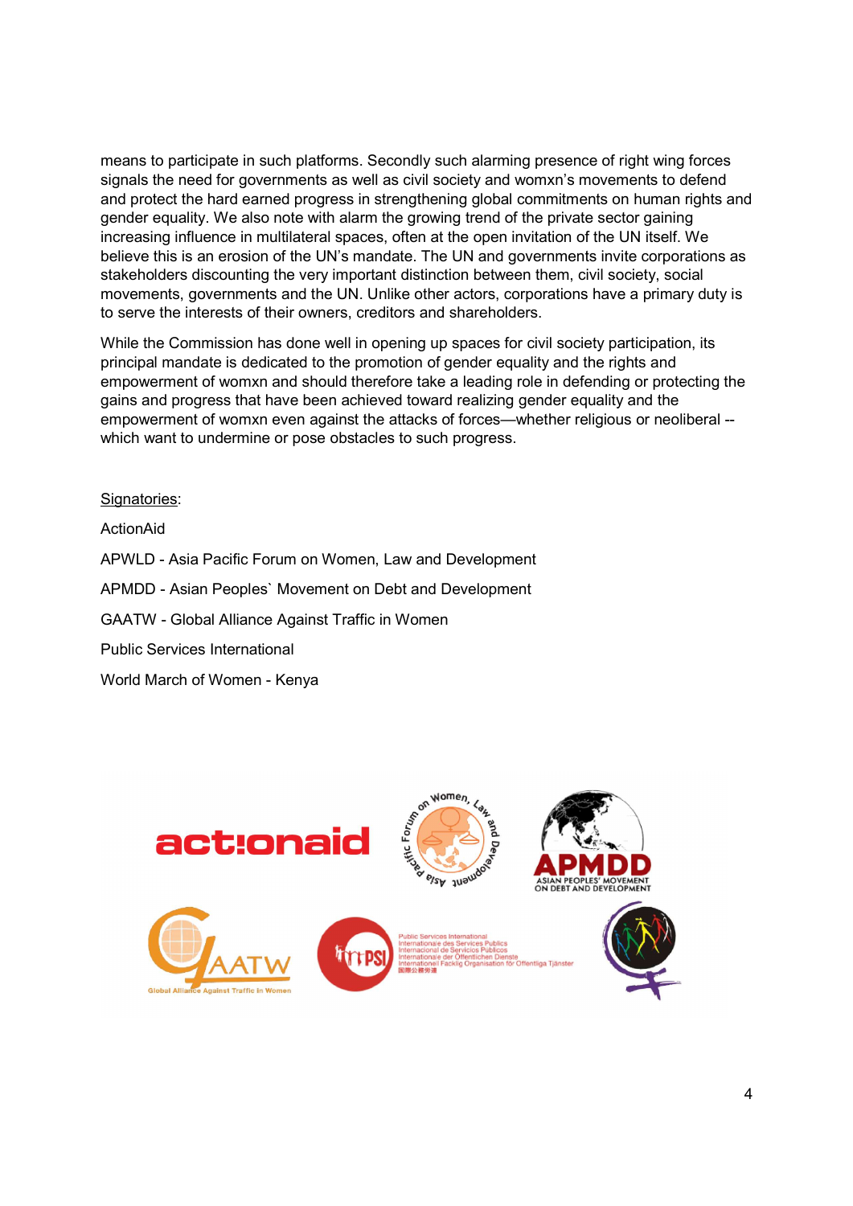means to participate in such platforms. Secondly such alarming presence of right wing forces signals the need for governments as well as civil society and womxn's movements to defend and protect the hard earned progress in strengthening global commitments on human rights and gender equality. We also note with alarm the growing trend of the private sector gaining increasing influence in multilateral spaces, often at the open invitation of the UN itself. We believe this is an erosion of the UN's mandate. The UN and governments invite corporations as stakeholders discounting the very important distinction between them, civil society, social movements, governments and the UN. Unlike other actors, corporations have a primary duty is to serve the interests of their owners, creditors and shareholders.

While the Commission has done well in opening up spaces for civil society participation, its principal mandate is dedicated to the promotion of gender equality and the rights and empowerment of womxn and should therefore take a leading role in defending or protecting the gains and progress that have been achieved toward realizing gender equality and the empowerment of womxn even against the attacks of forces—whether religious or neoliberal -- which want to undermine or pose obstacles to such progress.

<u>Signatories</u>:

ActionAid

APWLD - Asia Pacific Forum on Women, Law and Development

APMDD - Asian Peoples` Movement on Debt and Development

GAATW - Global Alliance Against Traffic in Women

Public Services International

World March of Women - Kenya